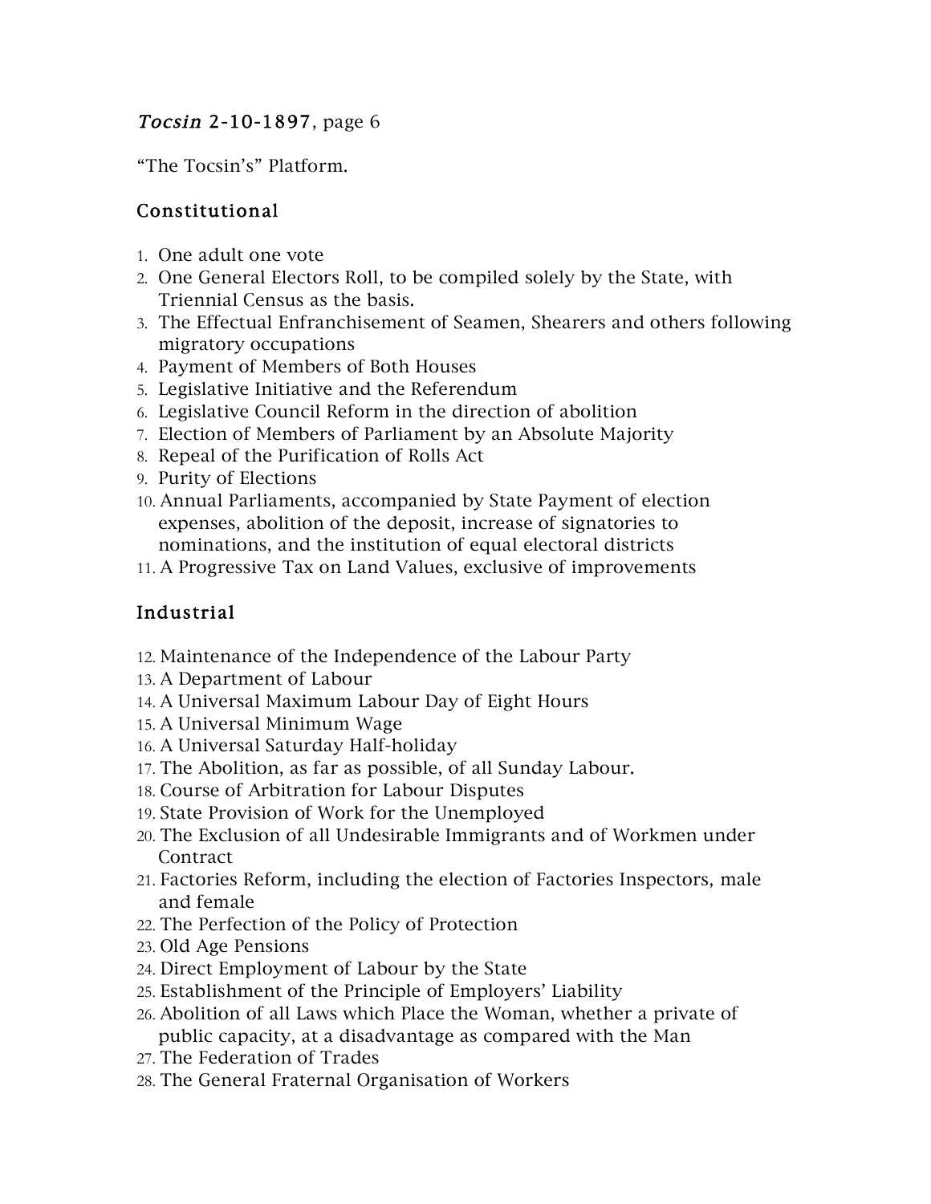*Tocsin* 2-10-1897, page 6

"The Tocsin's" Platform.

## Constitutional

1. One adult one vote
2. One General Electors Roll, to be compiled solely by the State, with Triennial Census as the basis.
3. The Effectual Enfranchisement of Seamen, Shearers and others following migratory occupations
4. Payment of Members of Both Houses
5. Legislative Initiative and the Referendum
6. Legislative Council Reform in the direction of abolition
7. Election of Members of Parliament by an Absolute Majority
8. Repeal of the Purification of Rolls Act
9. Purity of Elections
10. Annual Parliaments, accompanied by State Payment of election expenses, abolition of the deposit, increase of signatories to nominations, and the institution of equal electoral districts
11. A Progressive Tax on Land Values, exclusive of improvements

## Industrial

12. Maintenance of the Independence of the Labour Party
13. A Department of Labour
14. A Universal Maximum Labour Day of Eight Hours
15. A Universal Minimum Wage
16. A Universal Saturday Half-holiday
17. The Abolition, as far as possible, of all Sunday Labour.
18. Course of Arbitration for Labour Disputes
19. State Provision of Work for the Unemployed
20. The Exclusion of all Undesirable Immigrants and of Workmen under Contract
21. Factories Reform, including the election of Factories Inspectors, male and female
22. The Perfection of the Policy of Protection
23. Old Age Pensions
24. Direct Employment of Labour by the State
25. Establishment of the Principle of Employers' Liability
26. Abolition of all Laws which Place the Woman, whether a private of public capacity, at a disadvantage as compared with the Man
27. The Federation of Trades
28. The General Fraternal Organisation of Workers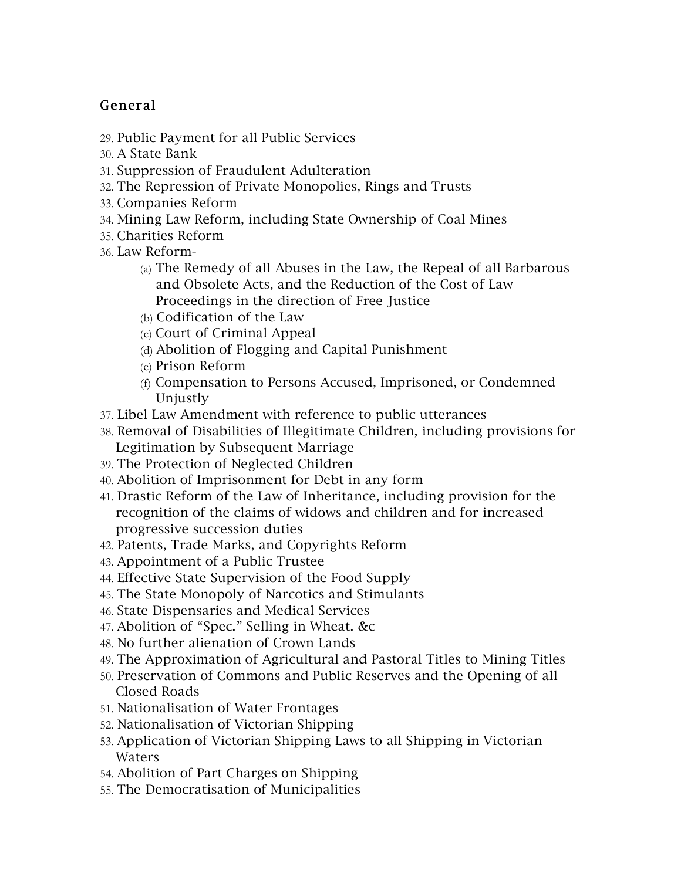## General

29. Public Payment for all Public Services
30. A State Bank
31. Suppression of Fraudulent Adulteration
32. The Repression of Private Monopolies, Rings and Trusts
33. Companies Reform
34. Mining Law Reform, including State Ownership of Coal Mines
35. Charities Reform
36. Law Reform-
    - (a) The Remedy of all Abuses in the Law, the Repeal of all Barbarous and Obsolete Acts, and the Reduction of the Cost of Law Proceedings in the direction of Free Justice
    - (b) Codification of the Law
    - (c) Court of Criminal Appeal
    - (d) Abolition of Flogging and Capital Punishment
    - (e) Prison Reform
    - (f) Compensation to Persons Accused, Imprisoned, or Condemned Unjustly
37. Libel Law Amendment with reference to public utterances
38. Removal of Disabilities of Illegitimate Children, including provisions for Legitimation by Subsequent Marriage
39. The Protection of Neglected Children
40. Abolition of Imprisonment for Debt in any form
41. Drastic Reform of the Law of Inheritance, including provision for the recognition of the claims of widows and children and for increased progressive succession duties
42. Patents, Trade Marks, and Copyrights Reform
43. Appointment of a Public Trustee
44. Effective State Supervision of the Food Supply
45. The State Monopoly of Narcotics and Stimulants
46. State Dispensaries and Medical Services
47. Abolition of "Spec." Selling in Wheat. &c
48. No further alienation of Crown Lands
49. The Approximation of Agricultural and Pastoral Titles to Mining Titles
50. Preservation of Commons and Public Reserves and the Opening of all Closed Roads
51. Nationalisation of Water Frontages
52. Nationalisation of Victorian Shipping
53. Application of Victorian Shipping Laws to all Shipping in Victorian Waters
54. Abolition of Part Charges on Shipping
55. The Democratisation of Municipalities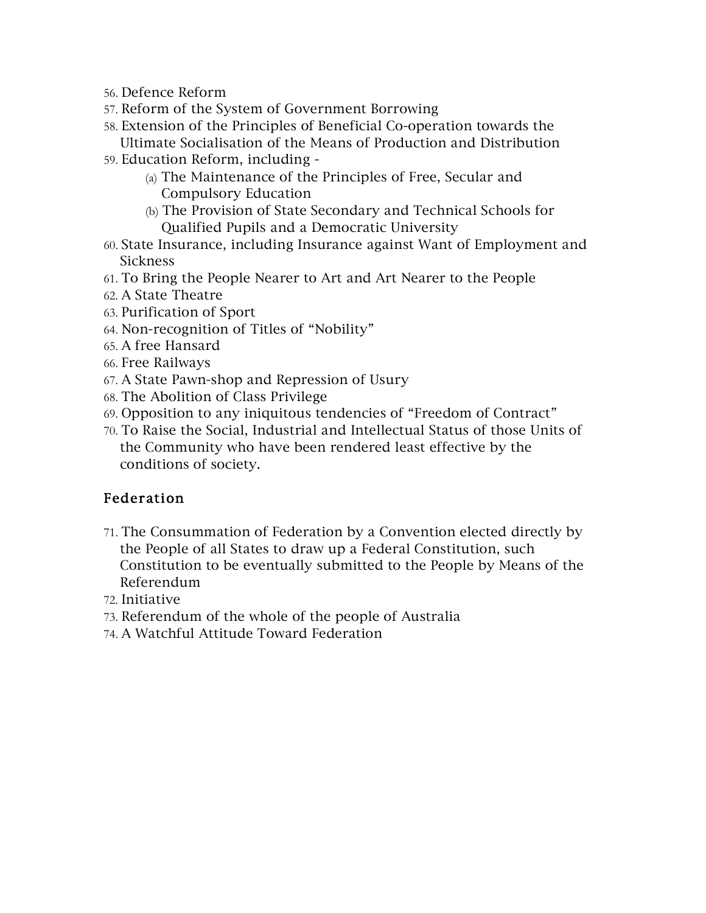56. Defence Reform
57. Reform of the System of Government Borrowing
58. Extension of the Principles of Beneficial Co-operation towards the Ultimate Socialisation of the Means of Production and Distribution
59. Education Reform, including -
    - (a) The Maintenance of the Principles of Free, Secular and Compulsory Education
    - (b) The Provision of State Secondary and Technical Schools for Qualified Pupils and a Democratic University
60. State Insurance, including Insurance against Want of Employment and Sickness
61. To Bring the People Nearer to Art and Art Nearer to the People
62. A State Theatre
63. Purification of Sport
64. Non-recognition of Titles of "Nobility"
65. A free Hansard
66. Free Railways
67. A State Pawn-shop and Repression of Usury
68. The Abolition of Class Privilege
69. Opposition to any iniquitous tendencies of "Freedom of Contract"
70. To Raise the Social, Industrial and Intellectual Status of those Units of the Community who have been rendered least effective by the conditions of society.

## Federation

71. The Consummation of Federation by a Convention elected directly by the People of all States to draw up a Federal Constitution, such Constitution to be eventually submitted to the People by Means of the Referendum
72. Initiative
73. Referendum of the whole of the people of Australia
74. A Watchful Attitude Toward Federation